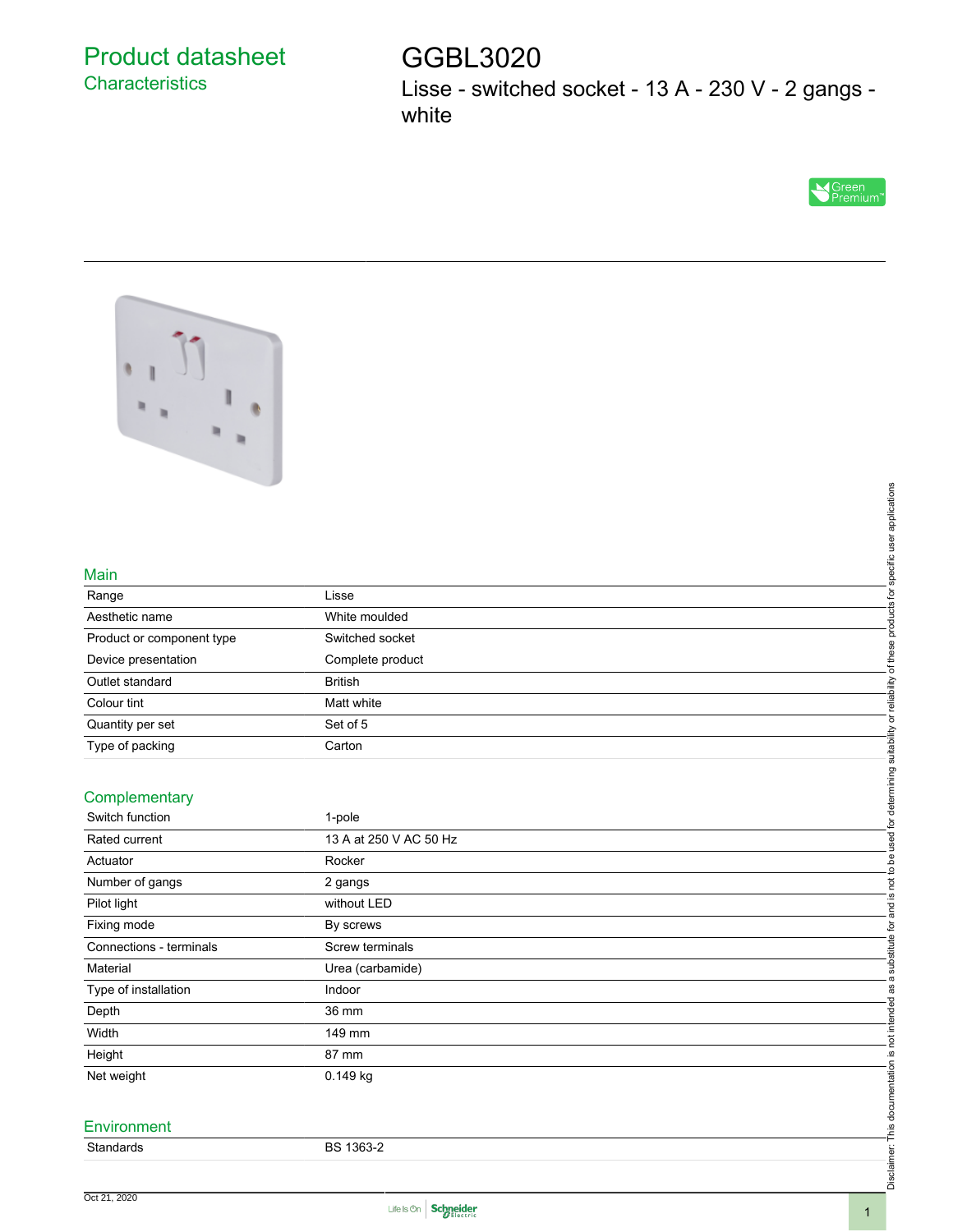# Product datasheet

## Characteristics

# GGBL3020

Lisse - switched socket - 13 A - 230 V - 2 gangs - white

## Main

| | |
|---|---|
| Range | Lisse |
| Aesthetic name | White moulded |
| Product or component type | Switched socket |
| Device presentation | Complete product |
| Outlet standard | British |
| Colour tint | Matt white |
| Quantity per set | Set of 5 |
| Type of packing | Carton |

## Complementary

| | |
|---|---|
| Switch function | 1-pole |
| Rated current | 13 A at 250 V AC 50 Hz |
| Actuator | Rocker |
| Number of gangs | 2 gangs |
| Pilot light | without LED |
| Fixing mode | By screws |
| Connections - terminals | Screw terminals |
| Material | Urea (carbamide) |
| Type of installation | Indoor |
| Depth | 36 mm |
| Width | 149 mm |
| Height | 87 mm |
| Net weight | 0.149 kg |

## Environment

| | |
|---|---|
| Standards | BS 1363-2 |

Disclaimer: This documentation is not intended as a substitute for and is not to be used for determining suitability or reliability of these products for specific user applications

Oct 21, 2020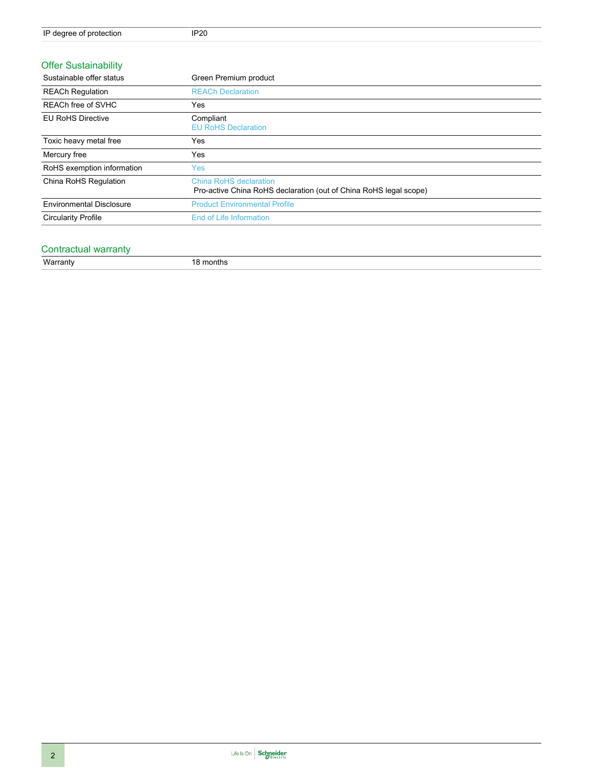| | |
|---|---|
| IP degree of protection | IP20 |

## Offer Sustainability

| | |
|---|---|
| Sustainable offer status | Green Premium product |
| REACh Regulation | REACh Declaration |
| REACh free of SVHC | Yes |
| EU RoHS Directive | Compliant<br>EU RoHS Declaration |
| Toxic heavy metal free | Yes |
| Mercury free | Yes |
| RoHS exemption information | Yes |
| China RoHS Regulation | China RoHS declaration<br>Pro-active China RoHS declaration (out of China RoHS legal scope) |
| Environmental Disclosure | Product Environmental Profile |
| Circularity Profile | End of Life Information |

## Contractual warranty

| | |
|---|---|
| Warranty | 18 months |